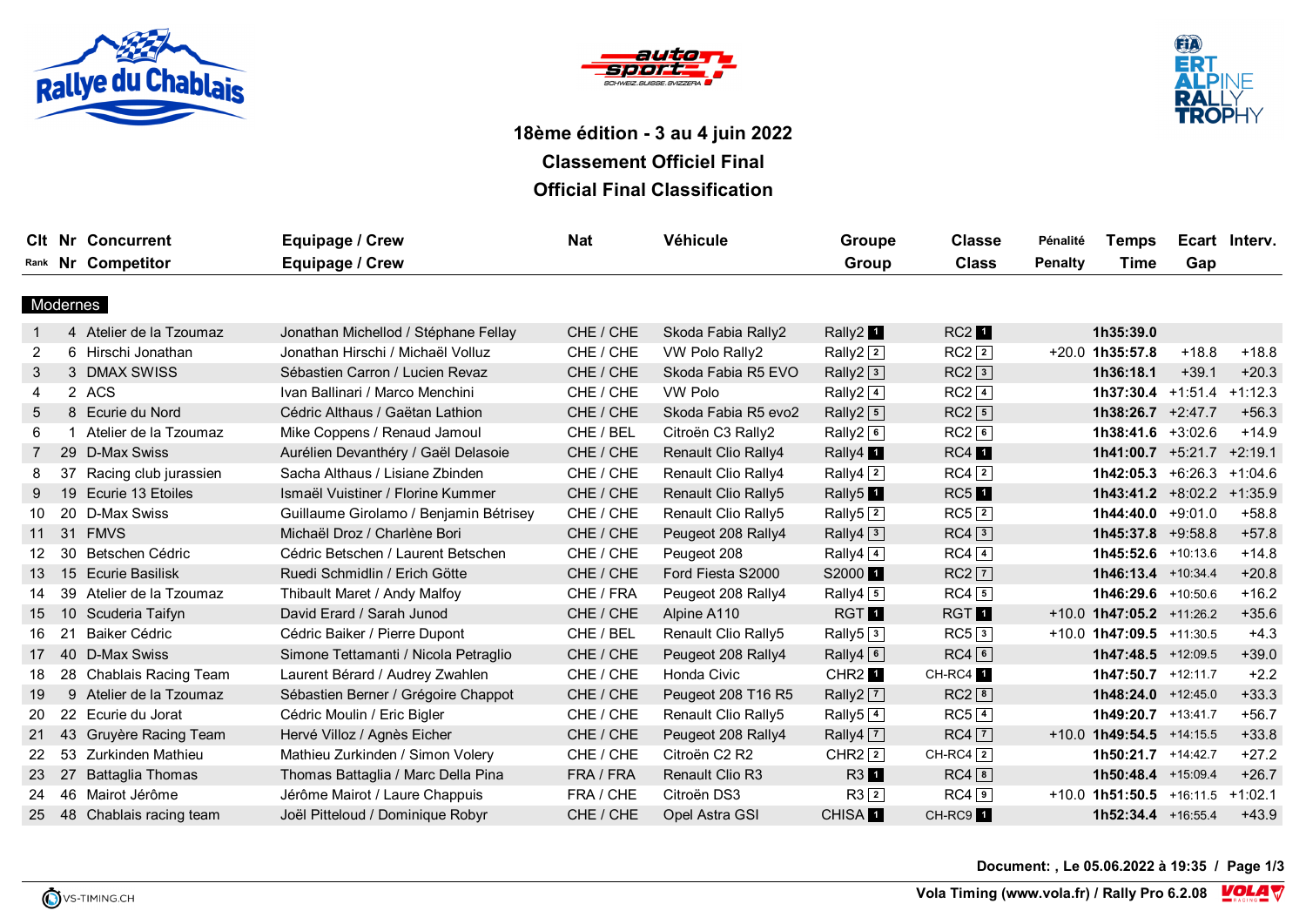**18ème édition - 3 au 4 juin 2022**

**Classement Officiel Final**

**Official Final Classification**

| Clt Rank | Nr | Concurrent / Competitor | Equipage / Crew | Nat | Véhicule | Groupe / Group | Classe / Class | Pénalité / Penalty | Temps / Time | Ecart / Gap | Interv. |
|---|---|---|---|---|---|---|---|---|---|---|---|
| **Modernes** | | | | | | | | | | | |
| 1 | 4 | Atelier de la Tzoumaz | Jonathan Michellod / Stéphane Fellay | CHE / CHE | Skoda Fabia Rally2 | Rally2 1 | RC2 1 | | **1h35:39.0** | | |
| 2 | 6 | Hirschi Jonathan | Jonathan Hirschi / Michaël Volluz | CHE / CHE | VW Polo Rally2 | Rally2 2 | RC2 2 | +20.0 | **1h35:57.8** | +18.8 | +18.8 |
| 3 | 3 | DMAX SWISS | Sébastien Carron / Lucien Revaz | CHE / CHE | Skoda Fabia R5 EVO | Rally2 3 | RC2 3 | | **1h36:18.1** | +39.1 | +20.3 |
| 4 | 2 | ACS | Ivan Ballinari / Marco Menchini | CHE / CHE | VW Polo | Rally2 4 | RC2 4 | | **1h37:30.4** | +1:51.4 | +1:12.3 |
| 5 | 8 | Ecurie du Nord | Cédric Althaus / Gaëtan Lathion | CHE / CHE | Skoda Fabia R5 evo2 | Rally2 5 | RC2 5 | | **1h38:26.7** | +2:47.7 | +56.3 |
| 6 | 1 | Atelier de la Tzoumaz | Mike Coppens / Renaud Jamoul | CHE / BEL | Citroën C3 Rally2 | Rally2 6 | RC2 6 | | **1h38:41.6** | +3:02.6 | +14.9 |
| 7 | 29 | D-Max Swiss | Aurélien Devanthéry / Gaël Delasoie | CHE / CHE | Renault Clio Rally4 | Rally4 1 | RC4 1 | | **1h41:00.7** | +5:21.7 | +2:19.1 |
| 8 | 37 | Racing club jurassien | Sacha Althaus / Lisiane Zbinden | CHE / CHE | Renault Clio Rally4 | Rally4 2 | RC4 2 | | **1h42:05.3** | +6:26.3 | +1:04.6 |
| 9 | 19 | Ecurie 13 Etoiles | Ismaël Vuistiner / Florine Kummer | CHE / CHE | Renault Clio Rally5 | Rally5 1 | RC5 1 | | **1h43:41.2** | +8:02.2 | +1:35.9 |
| 10 | 20 | D-Max Swiss | Guillaume Girolamo / Benjamin Bétrisey | CHE / CHE | Renault Clio Rally5 | Rally5 2 | RC5 2 | | **1h44:40.0** | +9:01.0 | +58.8 |
| 11 | 31 | FMVS | Michaël Droz / Charlène Bori | CHE / CHE | Peugeot 208 Rally4 | Rally4 3 | RC4 3 | | **1h45:37.8** | +9:58.8 | +57.8 |
| 12 | 30 | Betschen Cédric | Cédric Betschen / Laurent Betschen | CHE / CHE | Peugeot 208 | Rally4 4 | RC4 4 | | **1h45:52.6** | +10:13.6 | +14.8 |
| 13 | 15 | Ecurie Basilisk | Ruedi Schmidlin / Erich Götte | CHE / CHE | Ford Fiesta S2000 | S2000 1 | RC2 7 | | **1h46:13.4** | +10:34.4 | +20.8 |
| 14 | 39 | Atelier de la Tzoumaz | Thibault Maret / Andy Malfoy | CHE / FRA | Peugeot 208 Rally4 | Rally4 5 | RC4 5 | | **1h46:29.6** | +10:50.6 | +16.2 |
| 15 | 10 | Scuderia Taifyn | David Erard / Sarah Junod | CHE / CHE | Alpine A110 | RGT 1 | RGT 1 | +10.0 | **1h47:05.2** | +11:26.2 | +35.6 |
| 16 | 21 | Baiker Cédric | Cédric Baiker / Pierre Dupont | CHE / BEL | Renault Clio Rally5 | Rally5 3 | RC5 3 | +10.0 | **1h47:09.5** | +11:30.5 | +4.3 |
| 17 | 40 | D-Max Swiss | Simone Tettamanti / Nicola Petraglio | CHE / CHE | Peugeot 208 Rally4 | Rally4 6 | RC4 6 | | **1h47:48.5** | +12:09.5 | +39.0 |
| 18 | 28 | Chablais Racing Team | Laurent Bérard / Audrey Zwahlen | CHE / CHE | Honda Civic | CHR2 1 | CH-RC4 1 | | **1h47:50.7** | +12:11.7 | +2.2 |
| 19 | 9 | Atelier de la Tzoumaz | Sébastien Berner / Grégoire Chappot | CHE / CHE | Peugeot 208 T16 R5 | Rally2 7 | RC2 8 | | **1h48:24.0** | +12:45.0 | +33.3 |
| 20 | 22 | Ecurie du Jorat | Cédric Moulin / Eric Bigler | CHE / CHE | Renault Clio Rally5 | Rally5 4 | RC5 4 | | **1h49:20.7** | +13:41.7 | +56.7 |
| 21 | 43 | Gruyère Racing Team | Hervé Villoz / Agnès Eicher | CHE / CHE | Peugeot 208 Rally4 | Rally4 7 | RC4 7 | +10.0 | **1h49:54.5** | +14:15.5 | +33.8 |
| 22 | 53 | Zurkinden Mathieu | Mathieu Zurkinden / Simon Volery | CHE / CHE | Citroën C2 R2 | CHR2 2 | CH-RC4 2 | | **1h50:21.7** | +14:42.7 | +27.2 |
| 23 | 27 | Battaglia Thomas | Thomas Battaglia / Marc Della Pina | FRA / FRA | Renault Clio R3 | R3 1 | RC4 8 | | **1h50:48.4** | +15:09.4 | +26.7 |
| 24 | 46 | Mairot Jérôme | Jérôme Mairot / Laure Chappuis | FRA / CHE | Citroën DS3 | R3 2 | RC4 9 | +10.0 | **1h51:50.5** | +16:11.5 | +1:02.1 |
| 25 | 48 | Chablais racing team | Joël Pitteloud / Dominique Robyr | CHE / CHE | Opel Astra GSI | CHISA 1 | CH-RC9 1 | | **1h52:34.4** | +16:55.4 | +43.9 |

**Document: , Le 05.06.2022 à 19:35**

**Vola Timing (www.vola.fr) / Rally Pro 6.2.08**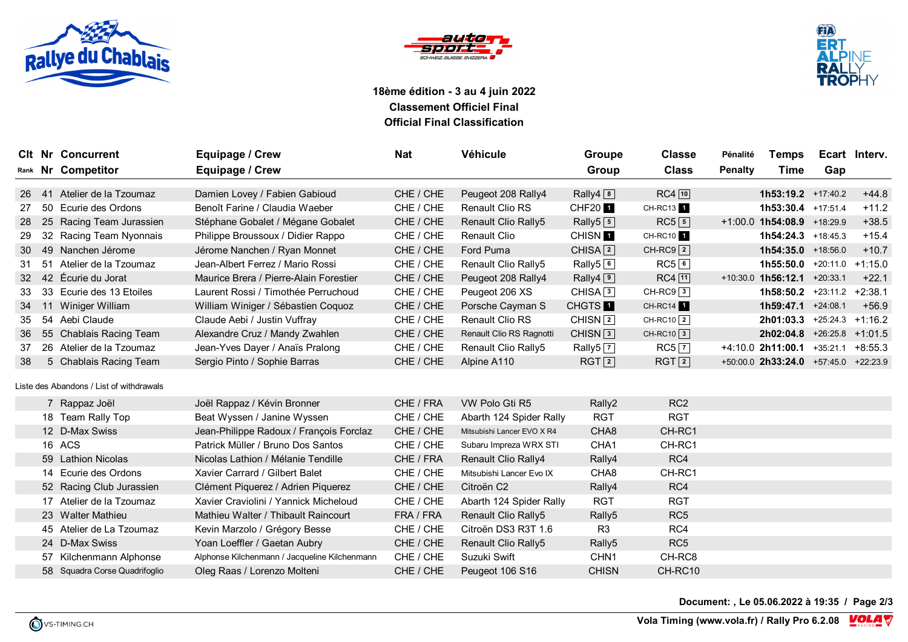**18ème édition - 3 au 4 juin 2022**
**Classement Officiel Final**
**Official Final Classification**

| Clt Rank | Nr | Concurrent Competitor | Equipage / Crew | Nat | Véhicule | Groupe Group | Classe Class | Pénalité Penalty | Temps Time | Ecart Gap | Interv. |
|---|---|---|---|---|---|---|---|---|---|---|---|
| 26 | 41 | Atelier de la Tzoumaz | Damien Lovey / Fabien Gabioud | CHE / CHE | Peugeot 208 Rally4 | Rally4 8 | RC4 10 | | **1h53:19.2** | +17:40.2 | +44.8 |
| 27 | 50 | Ecurie des Ordons | Benoît Farine / Claudia Waeber | CHE / CHE | Renault Clio RS | CHF20 1 | CH-RC13 1 | | **1h53:30.4** | +17:51.4 | +11.2 |
| 28 | 25 | Racing Team Jurassien | Stéphane Gobalet / Mégane Gobalet | CHE / CHE | Renault Clio Rally5 | Rally5 5 | RC5 5 | +1:00.0 | **1h54:08.9** | +18:29.9 | +38.5 |
| 29 | 32 | Racing Team Nyonnais | Philippe Broussoux / Didier Rappo | CHE / CHE | Renault Clio | CHISN 1 | CH-RC10 1 | | **1h54:24.3** | +18:45.3 | +15.4 |
| 30 | 49 | Nanchen Jérome | Jérome Nanchen / Ryan Monnet | CHE / CHE | Ford Puma | CHISA 2 | CH-RC9 2 | | **1h54:35.0** | +18:56.0 | +10.7 |
| 31 | 51 | Atelier de la Tzoumaz | Jean-Albert Ferrez / Mario Rossi | CHE / CHE | Renault Clio Rally5 | Rally5 6 | RC5 6 | | **1h55:50.0** | +20:11.0 | +1:15.0 |
| 32 | 42 | Écurie du Jorat | Maurice Brera / Pierre-Alain Forestier | CHE / CHE | Peugeot 208 Rally4 | Rally4 9 | RC4 11 | +10:30.0 | **1h56:12.1** | +20:33.1 | +22.1 |
| 33 | 33 | Ecurie des 13 Etoiles | Laurent Rossi / Timothée Perruchoud | CHE / CHE | Peugeot 206 XS | CHISA 3 | CH-RC9 3 | | **1h58:50.2** | +23:11.2 | +2:38.1 |
| 34 | 11 | Winiger William | William Winiger / Sébastien Coquoz | CHE / CHE | Porsche Cayman S | CHGTS 1 | CH-RC14 1 | | **1h59:47.1** | +24:08.1 | +56.9 |
| 35 | 54 | Aebi Claude | Claude Aebi / Justin Vuffray | CHE / CHE | Renault Clio RS | CHISN 2 | CH-RC10 2 | | **2h01:03.3** | +25:24.3 | +1:16.2 |
| 36 | 55 | Chablais Racing Team | Alexandre Cruz / Mandy Zwahlen | CHE / CHE | Renault Clio RS Ragnotti | CHISN 3 | CH-RC10 3 | | **2h02:04.8** | +26:25.8 | +1:01.5 |
| 37 | 26 | Atelier de la Tzoumaz | Jean-Yves Dayer / Anaïs Pralong | CHE / CHE | Renault Clio Rally5 | Rally5 7 | RC5 7 | +4:10.0 | **2h11:00.1** | +35:21.1 | +8:55.3 |
| 38 | 5 | Chablais Racing Team | Sergio Pinto / Sophie Barras | CHE / CHE | Alpine A110 | RGT 2 | RGT 2 | +50:00.0 | **2h33:24.0** | +57:45.0 | +22:23.9 |

Liste des Abandons / List of withdrawals

| Nr | Concurrent | Equipage / Crew | Nat | Véhicule | Groupe | Classe |
|---|---|---|---|---|---|---|
| 7 | Rappaz Joël | Joël Rappaz / Kévin Bronner | CHE / FRA | VW Polo Gti R5 | Rally2 | RC2 |
| 18 | Team Rally Top | Beat Wyssen / Janine Wyssen | CHE / CHE | Abarth 124 Spider Rally | RGT | RGT |
| 12 | D-Max Swiss | Jean-Philippe Radoux / François Forclaz | CHE / CHE | Mitsubishi Lancer EVO X R4 | CHA8 | CH-RC1 |
| 16 | ACS | Patrick Müller / Bruno Dos Santos | CHE / CHE | Subaru Impreza WRX STI | CHA1 | CH-RC1 |
| 59 | Lathion Nicolas | Nicolas Lathion / Mélanie Tendille | CHE / FRA | Renault Clio Rally4 | Rally4 | RC4 |
| 14 | Ecurie des Ordons | Xavier Carrard / Gilbert Balet | CHE / CHE | Mitsubishi Lancer Evo IX | CHA8 | CH-RC1 |
| 52 | Racing Club Jurassien | Clément Piquerez / Adrien Piquerez | CHE / CHE | Citroën C2 | Rally4 | RC4 |
| 17 | Atelier de la Tzoumaz | Xavier Craviolini / Yannick Micheloud | CHE / CHE | Abarth 124 Spider Rally | RGT | RGT |
| 23 | Walter Mathieu | Mathieu Walter / Thibault Raincourt | FRA / FRA | Renault Clio Rally5 | Rally5 | RC5 |
| 45 | Atelier de La Tzoumaz | Kevin Marzolo / Grégory Besse | CHE / CHE | Citroën DS3 R3T 1.6 | R3 | RC4 |
| 24 | D-Max Swiss | Yoan Loeffler / Gaetan Aubry | CHE / CHE | Renault Clio Rally5 | Rally5 | RC5 |
| 57 | Kilchenmann Alphonse | Alphonse Kilchenmann / Jacqueline Kilchenmann | CHE / CHE | Suzuki Swift | CHN1 | CH-RC8 |
| 58 | Squadra Corse Quadrifoglio | Oleg Raas / Lorenzo Molteni | CHE / CHE | Peugeot 106 S16 | CHISN | CH-RC10 |

Document: , Le 05.06.2022 à 19:35

Vola Timing (www.vola.fr) / Rally Pro 6.2.08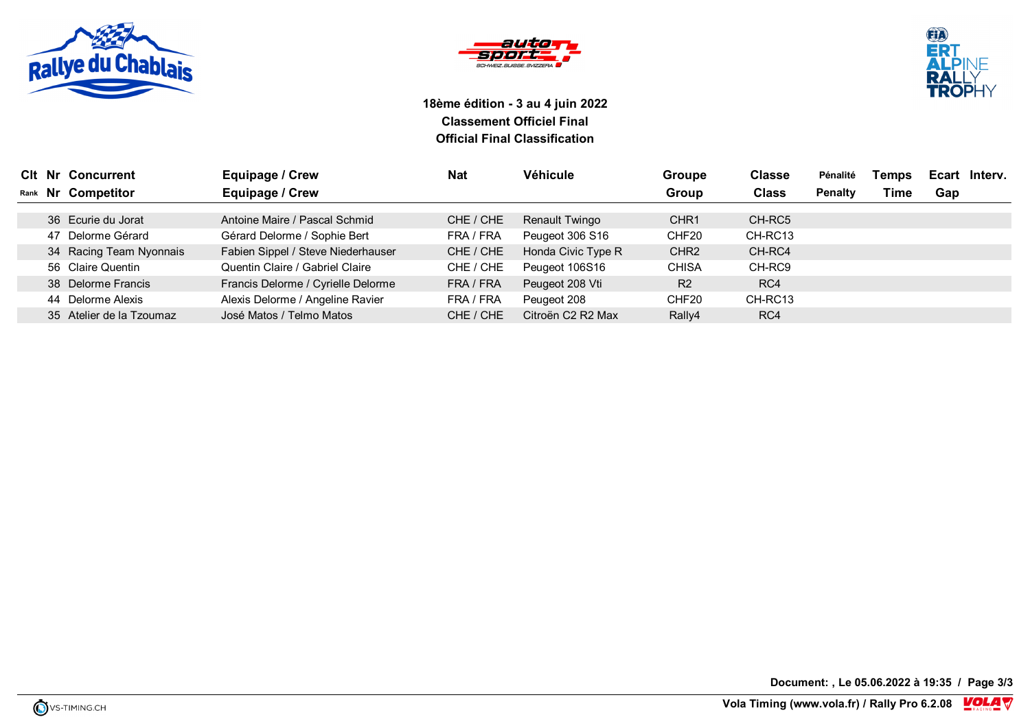**18ème édition - 3 au 4 juin 2022**
**Classement Officiel Final**
**Official Final Classification**

| Clt / Rank | Nr | Concurrent / Competitor | Equipage / Crew | Nat | Véhicule | Groupe / Group | Classe / Class | Pénalité / Penalty | Temps / Time | Ecart / Gap | Interv. |
|---|---|---|---|---|---|---|---|---|---|---|---|
| | 36 | Ecurie du Jorat | Antoine Maire / Pascal Schmid | CHE / CHE | Renault Twingo | CHR1 | CH-RC5 | | | | |
| | 47 | Delorme Gérard | Gérard Delorme / Sophie Bert | FRA / FRA | Peugeot 306 S16 | CHF20 | CH-RC13 | | | | |
| | 34 | Racing Team Nyonnais | Fabien Sippel / Steve Niederhauser | CHE / CHE | Honda Civic Type R | CHR2 | CH-RC4 | | | | |
| | 56 | Claire Quentin | Quentin Claire / Gabriel Claire | CHE / CHE | Peugeot 106S16 | CHISA | CH-RC9 | | | | |
| | 38 | Delorme Francis | Francis Delorme / Cyrielle Delorme | FRA / FRA | Peugeot 208 Vti | R2 | RC4 | | | | |
| | 44 | Delorme Alexis | Alexis Delorme / Angeline Ravier | FRA / FRA | Peugeot 208 | CHF20 | CH-RC13 | | | | |
| | 35 | Atelier de la Tzoumaz | José Matos / Telmo Matos | CHE / CHE | Citroën C2 R2 Max | Rally4 | RC4 | | | | |

**Document: , Le 05.06.2022 à 19:35**

VS-TIMING.CH

**Vola Timing (www.vola.fr) / Rally Pro 6.2.08**